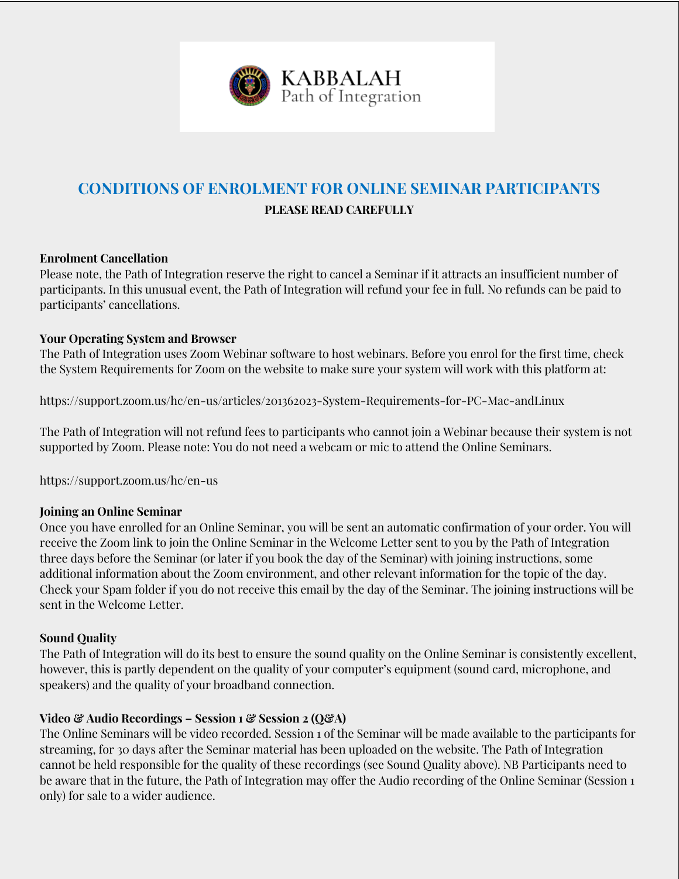KABBALAH
Path of Integration

## CONDITIONS OF ENROLMENT FOR ONLINE SEMINAR PARTICIPANTS

**PLEASE READ CAREFULLY**

### Enrolment Cancellation

Please note, the Path of Integration reserve the right to cancel a Seminar if it attracts an insufficient number of participants. In this unusual event, the Path of Integration will refund your fee in full. No refunds can be paid to participants' cancellations.

### Your Operating System and Browser

The Path of Integration uses Zoom Webinar software to host webinars. Before you enrol for the first time, check the System Requirements for Zoom on the website to make sure your system will work with this platform at:

https://support.zoom.us/hc/en-us/articles/201362023-System-Requirements-for-PC-Mac-andLinux

The Path of Integration will not refund fees to participants who cannot join a Webinar because their system is not supported by Zoom. Please note: You do not need a webcam or mic to attend the Online Seminars.

https://support.zoom.us/hc/en-us

### Joining an Online Seminar

Once you have enrolled for an Online Seminar, you will be sent an automatic confirmation of your order. You will receive the Zoom link to join the Online Seminar in the Welcome Letter sent to you by the Path of Integration three days before the Seminar (or later if you book the day of the Seminar) with joining instructions, some additional information about the Zoom environment, and other relevant information for the topic of the day. Check your Spam folder if you do not receive this email by the day of the Seminar. The joining instructions will be sent in the Welcome Letter.

### Sound Quality

The Path of Integration will do its best to ensure the sound quality on the Online Seminar is consistently excellent, however, this is partly dependent on the quality of your computer's equipment (sound card, microphone, and speakers) and the quality of your broadband connection.

### Video & Audio Recordings – Session 1 & Session 2 (Q&A)

The Online Seminars will be video recorded. Session 1 of the Seminar will be made available to the participants for streaming, for 30 days after the Seminar material has been uploaded on the website. The Path of Integration cannot be held responsible for the quality of these recordings (see Sound Quality above). NB Participants need to be aware that in the future, the Path of Integration may offer the Audio recording of the Online Seminar (Session 1 only) for sale to a wider audience.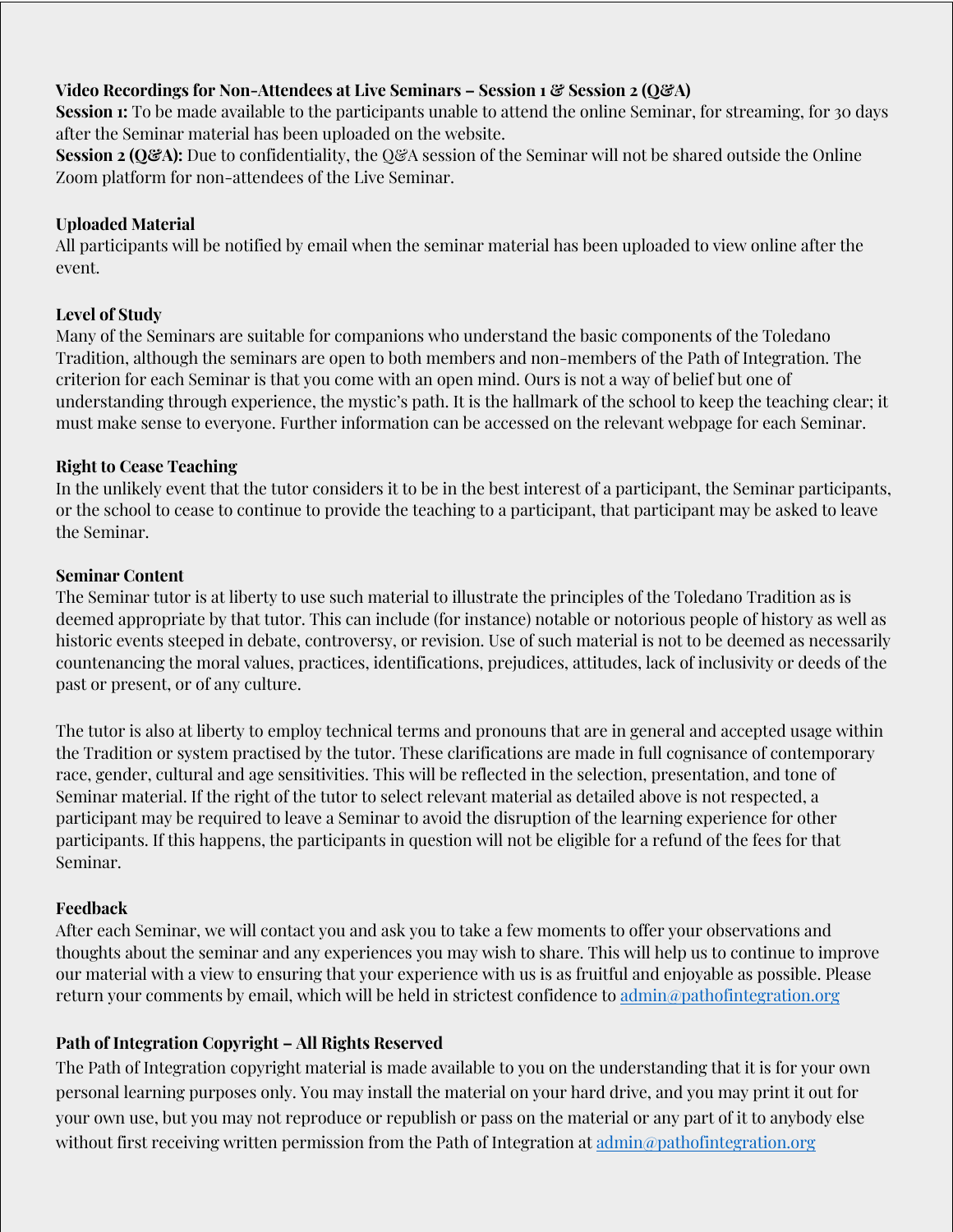**Video Recordings for Non-Attendees at Live Seminars – Session 1 & Session 2 (Q&A)**

**Session 1:** To be made available to the participants unable to attend the online Seminar, for streaming, for 30 days after the Seminar material has been uploaded on the website.

**Session 2 (Q&A):** Due to confidentiality, the Q&A session of the Seminar will not be shared outside the Online Zoom platform for non-attendees of the Live Seminar.

**Uploaded Material**

All participants will be notified by email when the seminar material has been uploaded to view online after the event.

**Level of Study**

Many of the Seminars are suitable for companions who understand the basic components of the Toledano Tradition, although the seminars are open to both members and non-members of the Path of Integration. The criterion for each Seminar is that you come with an open mind. Ours is not a way of belief but one of understanding through experience, the mystic's path. It is the hallmark of the school to keep the teaching clear; it must make sense to everyone. Further information can be accessed on the relevant webpage for each Seminar.

**Right to Cease Teaching**

In the unlikely event that the tutor considers it to be in the best interest of a participant, the Seminar participants, or the school to cease to continue to provide the teaching to a participant, that participant may be asked to leave the Seminar.

**Seminar Content**

The Seminar tutor is at liberty to use such material to illustrate the principles of the Toledano Tradition as is deemed appropriate by that tutor. This can include (for instance) notable or notorious people of history as well as historic events steeped in debate, controversy, or revision. Use of such material is not to be deemed as necessarily countenancing the moral values, practices, identifications, prejudices, attitudes, lack of inclusivity or deeds of the past or present, or of any culture.

The tutor is also at liberty to employ technical terms and pronouns that are in general and accepted usage within the Tradition or system practised by the tutor. These clarifications are made in full cognisance of contemporary race, gender, cultural and age sensitivities. This will be reflected in the selection, presentation, and tone of Seminar material. If the right of the tutor to select relevant material as detailed above is not respected, a participant may be required to leave a Seminar to avoid the disruption of the learning experience for other participants. If this happens, the participants in question will not be eligible for a refund of the fees for that Seminar.

**Feedback**

After each Seminar, we will contact you and ask you to take a few moments to offer your observations and thoughts about the seminar and any experiences you may wish to share. This will help us to continue to improve our material with a view to ensuring that your experience with us is as fruitful and enjoyable as possible. Please return your comments by email, which will be held in strictest confidence to admin@pathofintegration.org

**Path of Integration Copyright – All Rights Reserved**

The Path of Integration copyright material is made available to you on the understanding that it is for your own personal learning purposes only. You may install the material on your hard drive, and you may print it out for your own use, but you may not reproduce or republish or pass on the material or any part of it to anybody else without first receiving written permission from the Path of Integration at admin@pathofintegration.org